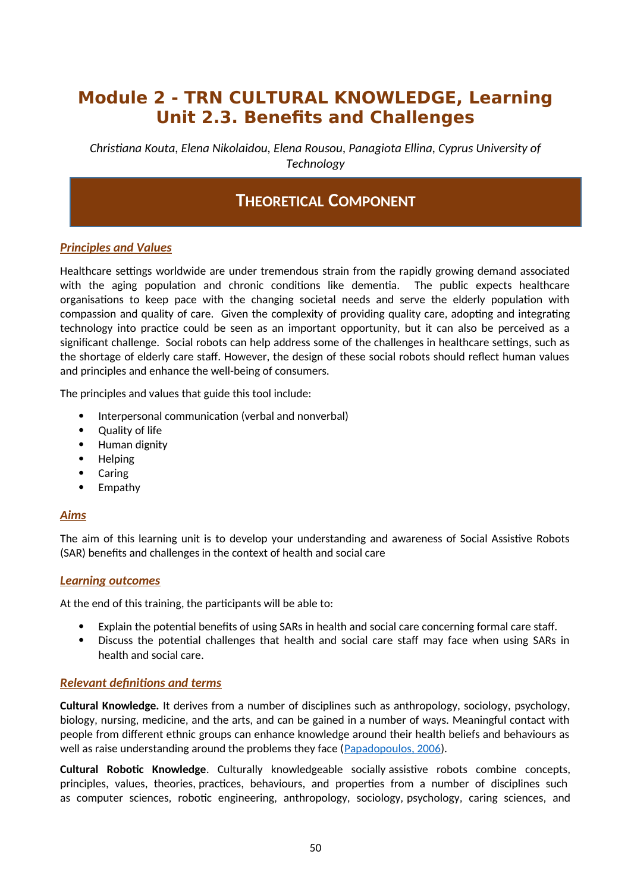# Module 2 - TRN CULTURAL KNOWLEDGE, Learning Unit 2.3. Benefits and Challenges

*Christiana Kouta, Elena Nikolaidou, Elena Rousou, Panagiota Ellina, Cyprus University of Technology*

## THEORETICAL COMPONENT

### *Principles and Values*

Healthcare settings worldwide are under tremendous strain from the rapidly growing demand associated with the aging population and chronic conditions like dementia. The public expects healthcare organisations to keep pace with the changing societal needs and serve the elderly population with compassion and quality of care. Given the complexity of providing quality care, adopting and integrating technology into practice could be seen as an important opportunity, but it can also be perceived as a significant challenge. Social robots can help address some of the challenges in healthcare settings, such as the shortage of elderly care staff. However, the design of these social robots should reflect human values and principles and enhance the well-being of consumers.

The principles and values that guide this tool include:

- Interpersonal communication (verbal and nonverbal)
- Quality of life
- Human dignity
- Helping
- Caring
- Empathy

### *Aims*

The aim of this learning unit is to develop your understanding and awareness of Social Assistive Robots (SAR) benefits and challenges in the context of health and social care

### *Learning outcomes*

At the end of this training, the participants will be able to:

- Explain the potential benefits of using SARs in health and social care concerning formal care staff.
- Discuss the potential challenges that health and social care staff may face when using SARs in health and social care.

### *Relevant definitions and terms*

**Cultural Knowledge.** It derives from a number of disciplines such as anthropology, sociology, psychology, biology, nursing, medicine, and the arts, and can be gained in a number of ways. Meaningful contact with people from different ethnic groups can enhance knowledge around their health beliefs and behaviours as well as raise understanding around the problems they face (Papadopoulos, 2006).

**Cultural Robotic Knowledge**. Culturally knowledgeable socially assistive robots combine concepts, principles, values, theories, practices, behaviours, and properties from a number of disciplines such as computer sciences, robotic engineering, anthropology, sociology, psychology, caring sciences, and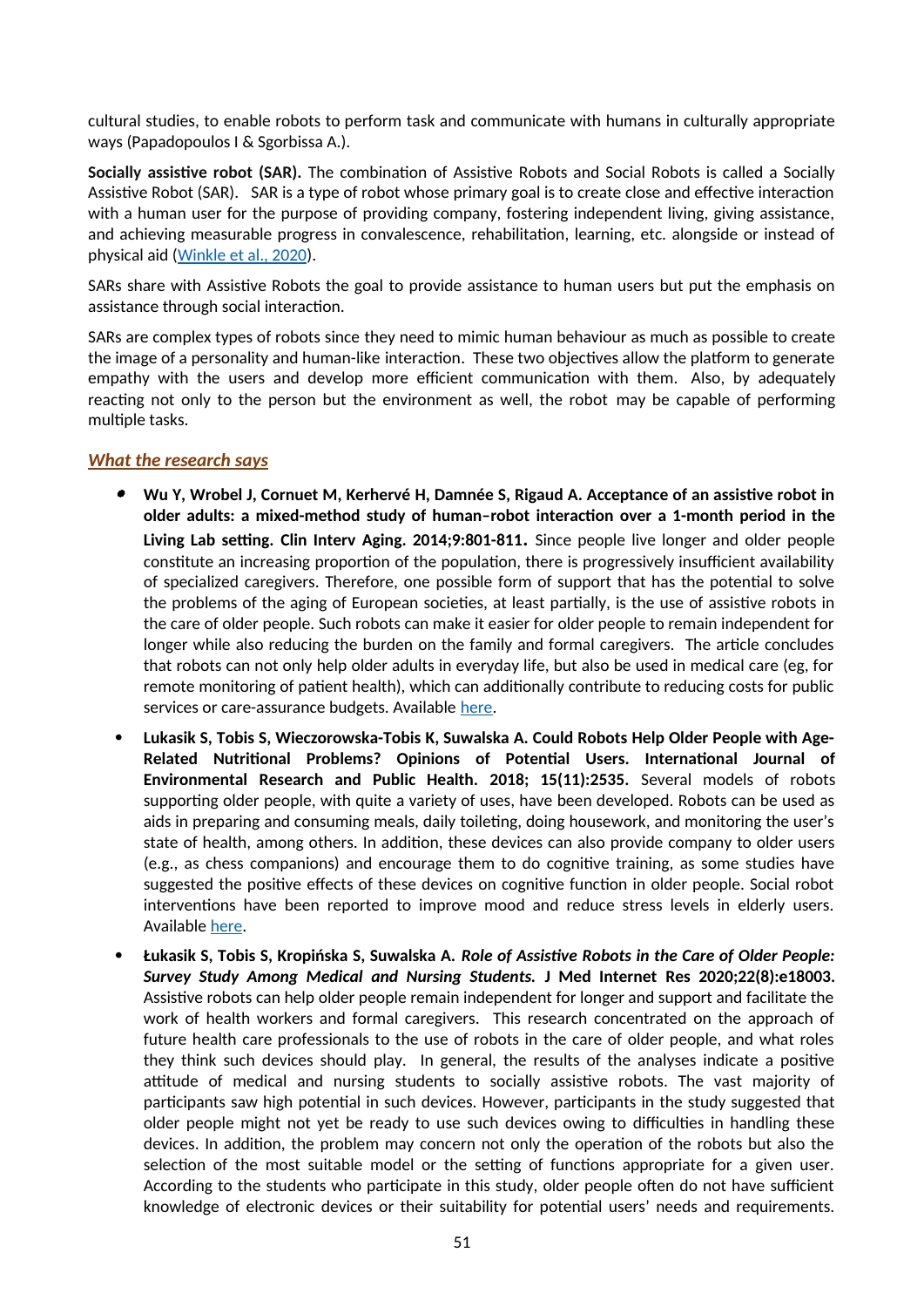cultural studies, to enable robots to perform task and communicate with humans in culturally appropriate ways (Papadopoulos I & Sgorbissa A.).

**Socially assistive robot (SAR).** The combination of Assistive Robots and Social Robots is called a Socially Assistive Robot (SAR). SAR is a type of robot whose primary goal is to create close and effective interaction with a human user for the purpose of providing company, fostering independent living, giving assistance, and achieving measurable progress in convalescence, rehabilitation, learning, etc. alongside or instead of physical aid ([Winkle et al., 2020](#)).

SARs share with Assistive Robots the goal to provide assistance to human users but put the emphasis on assistance through social interaction.

SARs are complex types of robots since they need to mimic human behaviour as much as possible to create the image of a personality and human-like interaction. These two objectives allow the platform to generate empathy with the users and develop more efficient communication with them. Also, by adequately reacting not only to the person but the environment as well, the robot may be capable of performing multiple tasks.

### *What the research says*

- **Wu Y, Wrobel J, Cornuet M, Kerhervé H, Damnée S, Rigaud A. Acceptance of an assistive robot in older adults: a mixed-method study of human–robot interaction over a 1-month period in the Living Lab setting. Clin Interv Aging. 2014;9:801-811.** Since people live longer and older people constitute an increasing proportion of the population, there is progressively insufficient availability of specialized caregivers. Therefore, one possible form of support that has the potential to solve the problems of the aging of European societies, at least partially, is the use of assistive robots in the care of older people. Such robots can make it easier for older people to remain independent for longer while also reducing the burden on the family and formal caregivers. The article concludes that robots can not only help older adults in everyday life, but also be used in medical care (eg, for remote monitoring of patient health), which can additionally contribute to reducing costs for public services or care-assurance budgets. Available [here](#).
- **Lukasik S, Tobis S, Wieczorowska-Tobis K, Suwalska A. Could Robots Help Older People with Age-Related Nutritional Problems? Opinions of Potential Users. International Journal of Environmental Research and Public Health. 2018; 15(11):2535.** Several models of robots supporting older people, with quite a variety of uses, have been developed. Robots can be used as aids in preparing and consuming meals, daily toileting, doing housework, and monitoring the user's state of health, among others. In addition, these devices can also provide company to older users (e.g., as chess companions) and encourage them to do cognitive training, as some studies have suggested the positive effects of these devices on cognitive function in older people. Social robot interventions have been reported to improve mood and reduce stress levels in elderly users. Available [here](#).
- **Łukasik S, Tobis S, Kropińska S, Suwalska A. *Role of Assistive Robots in the Care of Older People: Survey Study Among Medical and Nursing Students.* J Med Internet Res 2020;22(8):e18003.** Assistive robots can help older people remain independent for longer and support and facilitate the work of health workers and formal caregivers. This research concentrated on the approach of future health care professionals to the use of robots in the care of older people, and what roles they think such devices should play. In general, the results of the analyses indicate a positive attitude of medical and nursing students to socially assistive robots. The vast majority of participants saw high potential in such devices. However, participants in the study suggested that older people might not yet be ready to use such devices owing to difficulties in handling these devices. In addition, the problem may concern not only the operation of the robots but also the selection of the most suitable model or the setting of functions appropriate for a given user. According to the students who participate in this study, older people often do not have sufficient knowledge of electronic devices or their suitability for potential users' needs and requirements.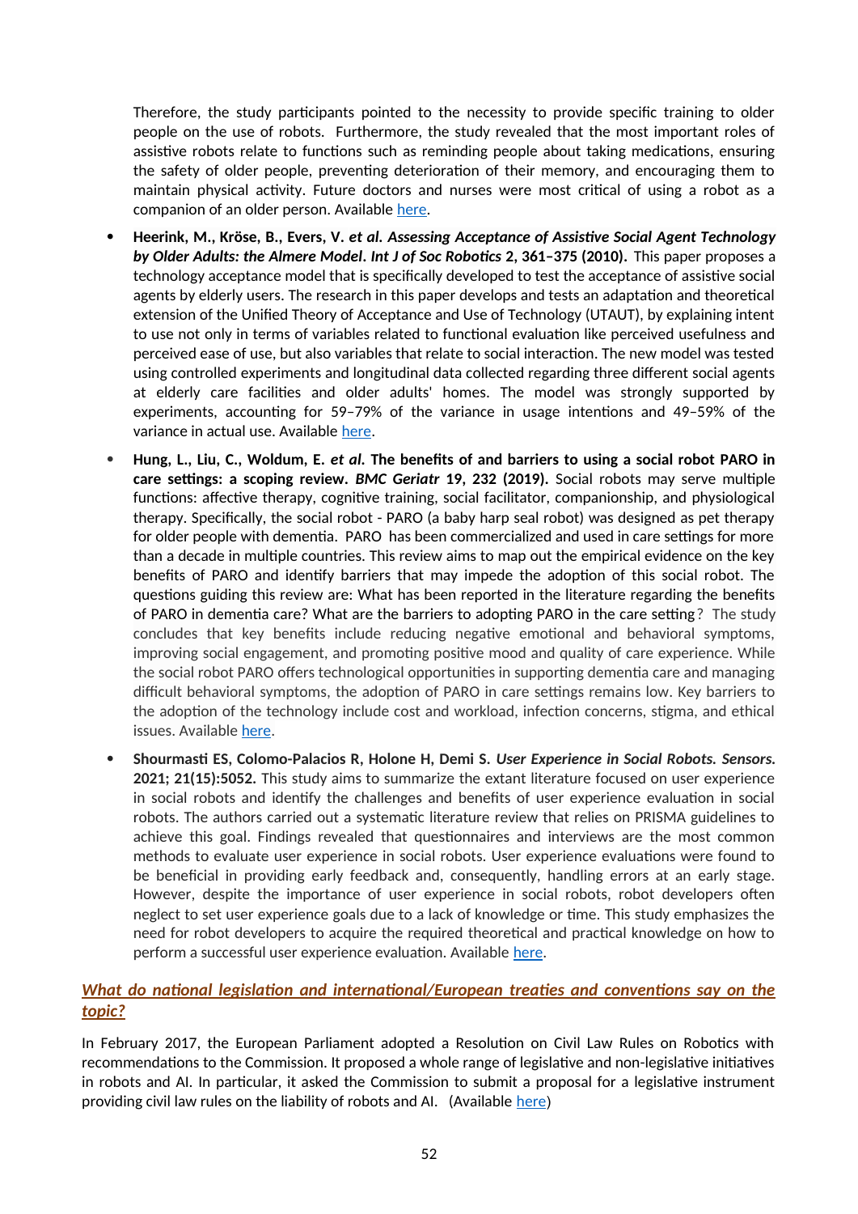Therefore, the study participants pointed to the necessity to provide specific training to older people on the use of robots. Furthermore, the study revealed that the most important roles of assistive robots relate to functions such as reminding people about taking medications, ensuring the safety of older people, preventing deterioration of their memory, and encouraging them to maintain physical activity. Future doctors and nurses were most critical of using a robot as a companion of an older person. Available here.

- **Heerink, M., Kröse, B., Evers, V.** ***et al. Assessing Acceptance of Assistive Social Agent Technology by Older Adults: the Almere Model. Int J of Soc Robotics*** **2, 361–375 (2010).** This paper proposes a technology acceptance model that is specifically developed to test the acceptance of assistive social agents by elderly users. The research in this paper develops and tests an adaptation and theoretical extension of the Unified Theory of Acceptance and Use of Technology (UTAUT), by explaining intent to use not only in terms of variables related to functional evaluation like perceived usefulness and perceived ease of use, but also variables that relate to social interaction. The new model was tested using controlled experiments and longitudinal data collected regarding three different social agents at elderly care facilities and older adults' homes. The model was strongly supported by experiments, accounting for 59–79% of the variance in usage intentions and 49–59% of the variance in actual use. Available here.
- **Hung, L., Liu, C., Woldum, E.** ***et al*****. The benefits of and barriers to using a social robot PARO in care settings: a scoping review.** ***BMC Geriatr*** **19, 232 (2019).** Social robots may serve multiple functions: affective therapy, cognitive training, social facilitator, companionship, and physiological therapy. Specifically, the social robot - PARO (a baby harp seal robot) was designed as pet therapy for older people with dementia. PARO has been commercialized and used in care settings for more than a decade in multiple countries. This review aims to map out the empirical evidence on the key benefits of PARO and identify barriers that may impede the adoption of this social robot. The questions guiding this review are: What has been reported in the literature regarding the benefits of PARO in dementia care? What are the barriers to adopting PARO in the care setting? The study concludes that key benefits include reducing negative emotional and behavioral symptoms, improving social engagement, and promoting positive mood and quality of care experience. While the social robot PARO offers technological opportunities in supporting dementia care and managing difficult behavioral symptoms, the adoption of PARO in care settings remains low. Key barriers to the adoption of the technology include cost and workload, infection concerns, stigma, and ethical issues. Available here.
- **Shourmasti ES, Colomo-Palacios R, Holone H, Demi S.** ***User Experience in Social Robots. Sensors.*** **2021; 21(15):5052.** This study aims to summarize the extant literature focused on user experience in social robots and identify the challenges and benefits of user experience evaluation in social robots. The authors carried out a systematic literature review that relies on PRISMA guidelines to achieve this goal. Findings revealed that questionnaires and interviews are the most common methods to evaluate user experience in social robots. User experience evaluations were found to be beneficial in providing early feedback and, consequently, handling errors at an early stage. However, despite the importance of user experience in social robots, robot developers often neglect to set user experience goals due to a lack of knowledge or time. This study emphasizes the need for robot developers to acquire the required theoretical and practical knowledge on how to perform a successful user experience evaluation. Available here.

## *What do national legislation and international/European treaties and conventions say on the topic?*

In February 2017, the European Parliament adopted a Resolution on Civil Law Rules on Robotics with recommendations to the Commission. It proposed a whole range of legislative and non-legislative initiatives in robots and AI. In particular, it asked the Commission to submit a proposal for a legislative instrument providing civil law rules on the liability of robots and AI. (Available here)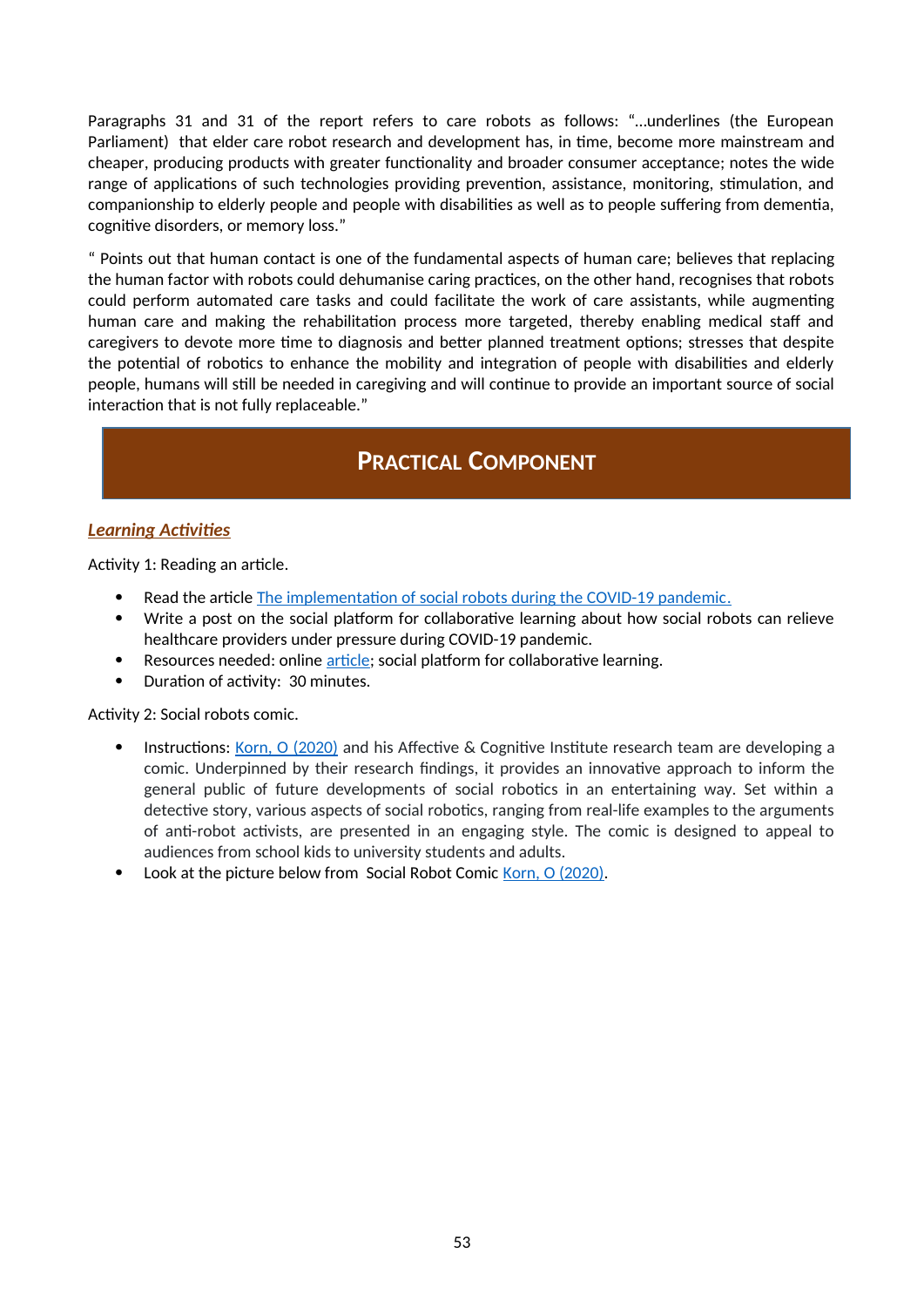Paragraphs 31 and 31 of the report refers to care robots as follows: "...underlines (the European Parliament) that elder care robot research and development has, in time, become more mainstream and cheaper, producing products with greater functionality and broader consumer acceptance; notes the wide range of applications of such technologies providing prevention, assistance, monitoring, stimulation, and companionship to elderly people and people with disabilities as well as to people suffering from dementia, cognitive disorders, or memory loss."

" Points out that human contact is one of the fundamental aspects of human care; believes that replacing the human factor with robots could dehumanise caring practices, on the other hand, recognises that robots could perform automated care tasks and could facilitate the work of care assistants, while augmenting human care and making the rehabilitation process more targeted, thereby enabling medical staff and caregivers to devote more time to diagnosis and better planned treatment options; stresses that despite the potential of robotics to enhance the mobility and integration of people with disabilities and elderly people, humans will still be needed in caregiving and will continue to provide an important source of social interaction that is not fully replaceable."

## PRACTICAL COMPONENT

### *Learning Activities*

Activity 1: Reading an article.

- Read the article The implementation of social robots during the COVID-19 pandemic.
- Write a post on the social platform for collaborative learning about how social robots can relieve healthcare providers under pressure during COVID-19 pandemic.
- Resources needed: online article; social platform for collaborative learning.
- Duration of activity: 30 minutes.

Activity 2: Social robots comic.

- Instructions: Korn, O (2020) and his Affective & Cognitive Institute research team are developing a comic. Underpinned by their research findings, it provides an innovative approach to inform the general public of future developments of social robotics in an entertaining way. Set within a detective story, various aspects of social robotics, ranging from real-life examples to the arguments of anti-robot activists, are presented in an engaging style. The comic is designed to appeal to audiences from school kids to university students and adults.
- Look at the picture below from Social Robot Comic Korn, O (2020).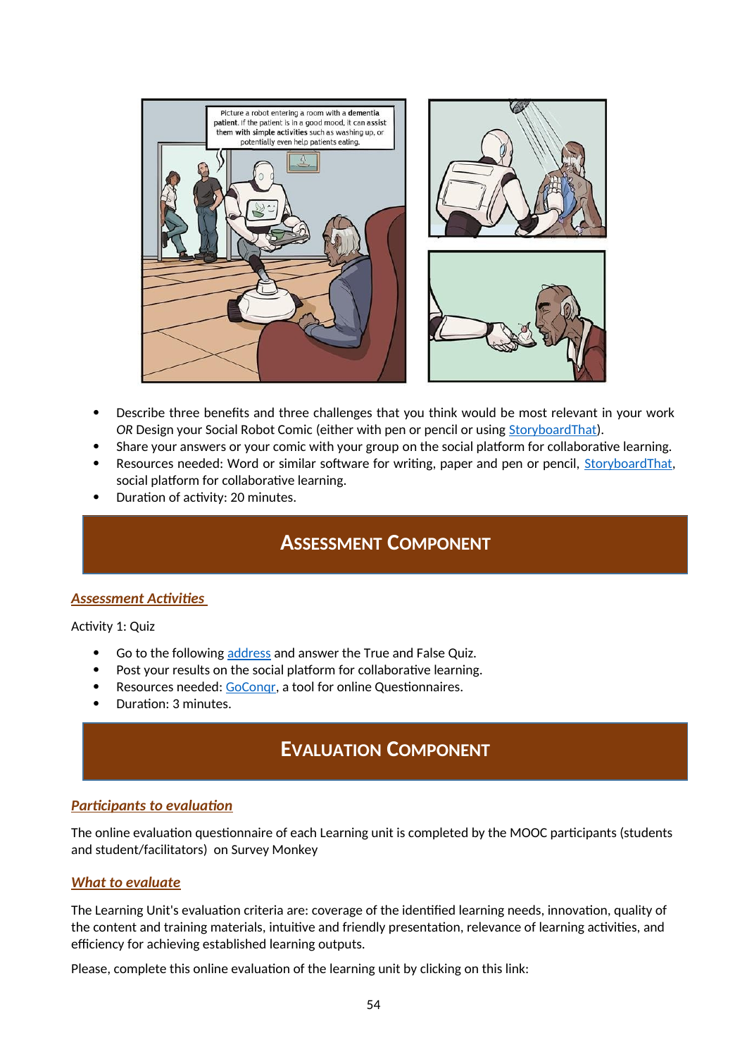- Describe three benefits and three challenges that you think would be most relevant in your work *OR* Design your Social Robot Comic (either with pen or pencil or using StoryboardThat).
- Share your answers or your comic with your group on the social platform for collaborative learning.
- Resources needed: Word or similar software for writing, paper and pen or pencil, StoryboardThat, social platform for collaborative learning.
- Duration of activity: 20 minutes.

## ASSESSMENT COMPONENT

### *Assessment Activities*

Activity 1: Quiz

- Go to the following address and answer the True and False Quiz.
- Post your results on the social platform for collaborative learning.
- Resources needed: GoConqr, a tool for online Questionnaires.
- Duration: 3 minutes.

## EVALUATION COMPONENT

### *Participants to evaluation*

The online evaluation questionnaire of each Learning unit is completed by the MOOC participants (students and student/facilitators) on Survey Monkey

### *What to evaluate*

The Learning Unit's evaluation criteria are: coverage of the identified learning needs, innovation, quality of the content and training materials, intuitive and friendly presentation, relevance of learning activities, and efficiency for achieving established learning outputs.

Please, complete this online evaluation of the learning unit by clicking on this link: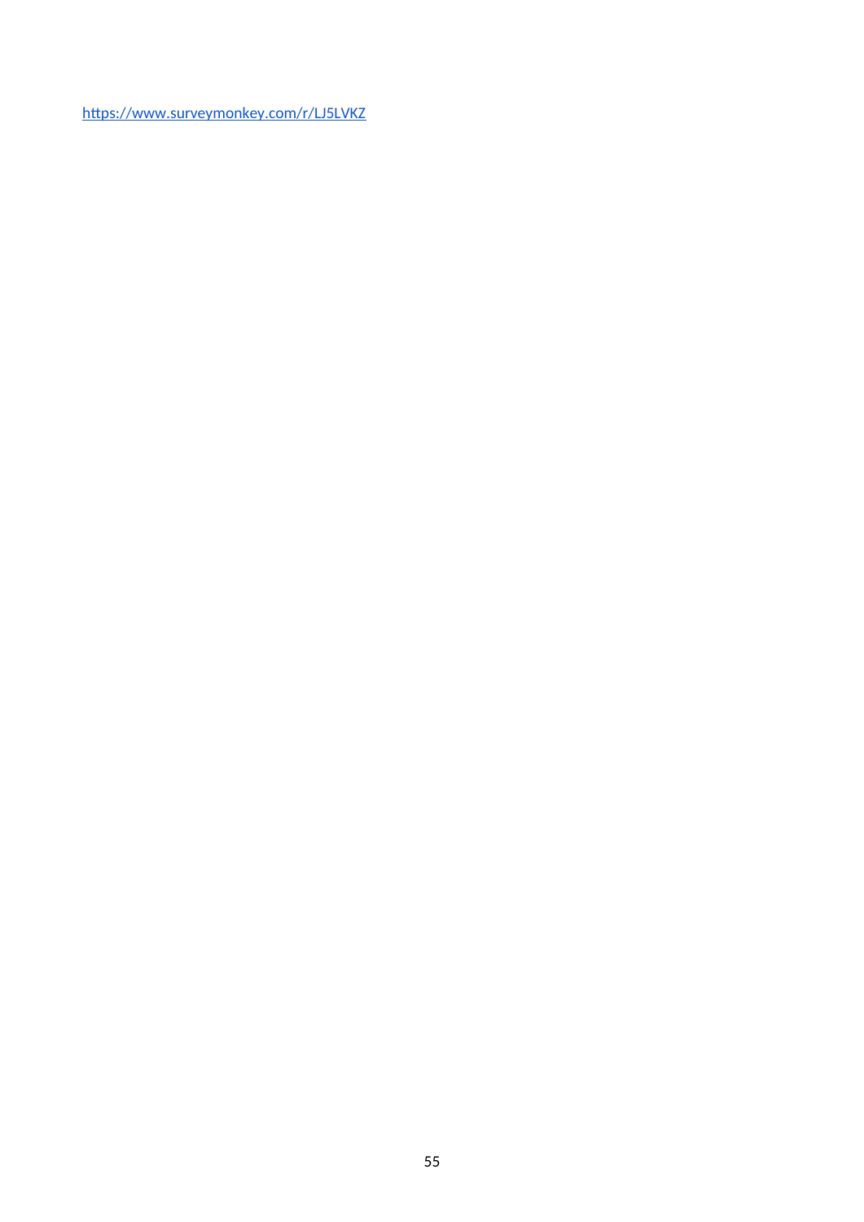https://www.surveymonkey.com/r/LJ5LVKZ